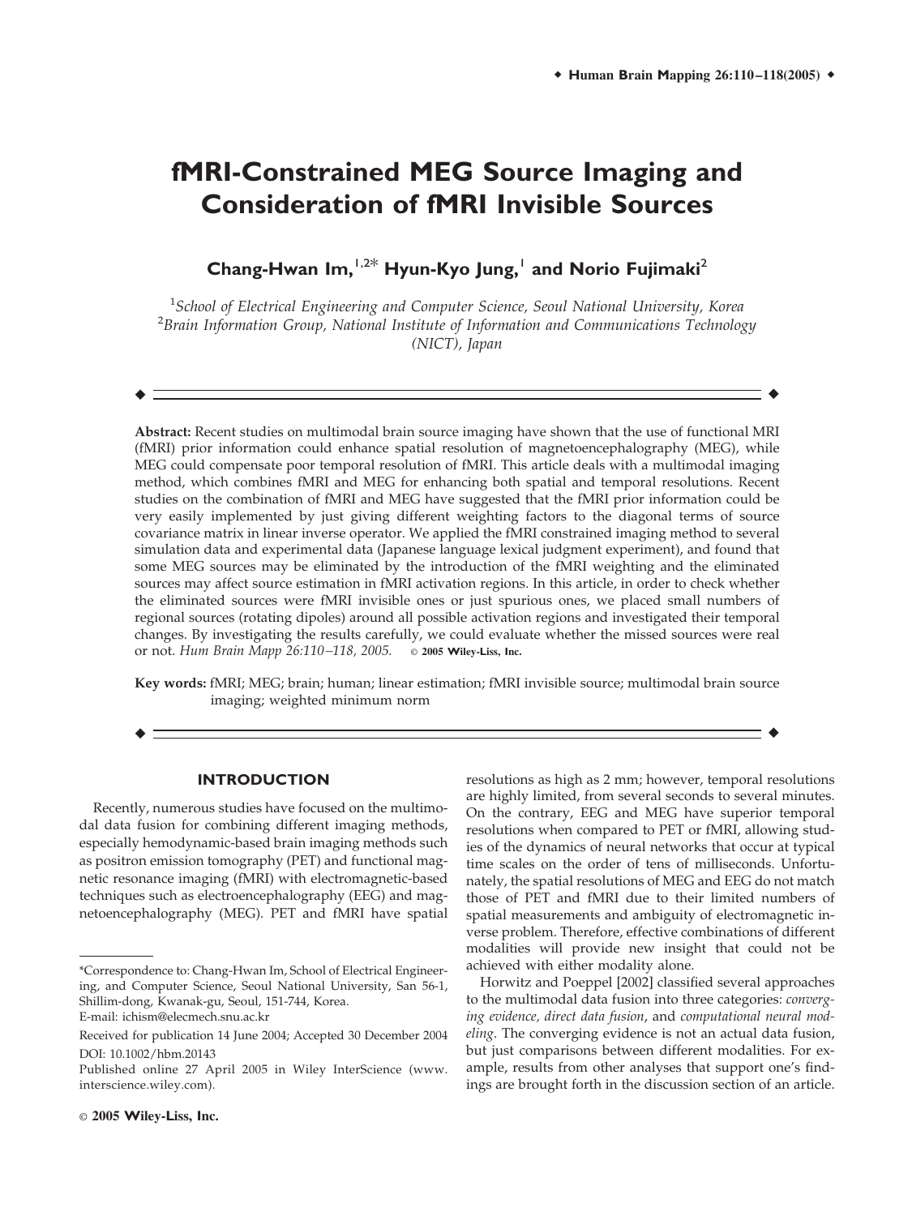# fMRI-Constrained MEG Source Imaging and Consideration of fMRI Invisible Sources

**Chang-Hwan Im,[1,2]* Hyun-Kyo Jung,[1] and Norio Fujimaki[2]**

[1] *School of Electrical Engineering and Computer Science, Seoul National University, Korea*
[2] *Brain Information Group, National Institute of Information and Communications Technology (NICT), Japan*

---

**Abstract:** Recent studies on multimodal brain source imaging have shown that the use of functional MRI (fMRI) prior information could enhance spatial resolution of magnetoencephalography (MEG), while MEG could compensate poor temporal resolution of fMRI. This article deals with a multimodal imaging method, which combines fMRI and MEG for enhancing both spatial and temporal resolutions. Recent studies on the combination of fMRI and MEG have suggested that the fMRI prior information could be very easily implemented by just giving different weighting factors to the diagonal terms of source covariance matrix in linear inverse operator. We applied the fMRI constrained imaging method to several simulation data and experimental data (Japanese language lexical judgment experiment), and found that some MEG sources may be eliminated by the introduction of the fMRI weighting and the eliminated sources may affect source estimation in fMRI activation regions. In this article, in order to check whether the eliminated sources were fMRI invisible ones or just spurious ones, we placed small numbers of regional sources (rotating dipoles) around all possible activation regions and investigated their temporal changes. By investigating the results carefully, we could evaluate whether the missed sources were real or not. *Hum Brain Mapp 26:110–118, 2005.* © **2005 Wiley-Liss, Inc.**

**Key words:** fMRI; MEG; brain; human; linear estimation; fMRI invisible source; multimodal brain source imaging; weighted minimum norm

---

## INTRODUCTION

Recently, numerous studies have focused on the multimodal data fusion for combining different imaging methods, especially hemodynamic-based brain imaging methods such as positron emission tomography (PET) and functional magnetic resonance imaging (fMRI) with electromagnetic-based techniques such as electroencephalography (EEG) and magnetoencephalography (MEG). PET and fMRI have spatial resolutions as high as 2 mm; however, temporal resolutions are highly limited, from several seconds to several minutes. On the contrary, EEG and MEG have superior temporal resolutions when compared to PET or fMRI, allowing studies of the dynamics of neural networks that occur at typical time scales on the order of tens of milliseconds. Unfortunately, the spatial resolutions of MEG and EEG do not match those of PET and fMRI due to their limited numbers of spatial measurements and ambiguity of electromagnetic inverse problem. Therefore, effective combinations of different modalities will provide new insight that could not be achieved with either modality alone.

Horwitz and Poeppel [2002] classified several approaches to the multimodal data fusion into three categories: *converging evidence, direct data fusion*, and *computational neural modeling*. The converging evidence is not an actual data fusion, but just comparisons between different modalities. For example, results from other analyses that support one's findings are brought forth in the discussion section of an article.

---

*Correspondence to: Chang-Hwan Im, School of Electrical Engineering, and Computer Science, Seoul National University, San 56-1, Shillim-dong, Kwanak-gu, Seoul, 151-744, Korea.
E-mail: ichism@elecmech.snu.ac.kr

Received for publication 14 June 2004; Accepted 30 December 2004

DOI: 10.1002/hbm.20143

Published online 27 April 2005 in Wiley InterScience (www.interscience.wiley.com).

© **2005 Wiley-Liss, Inc.**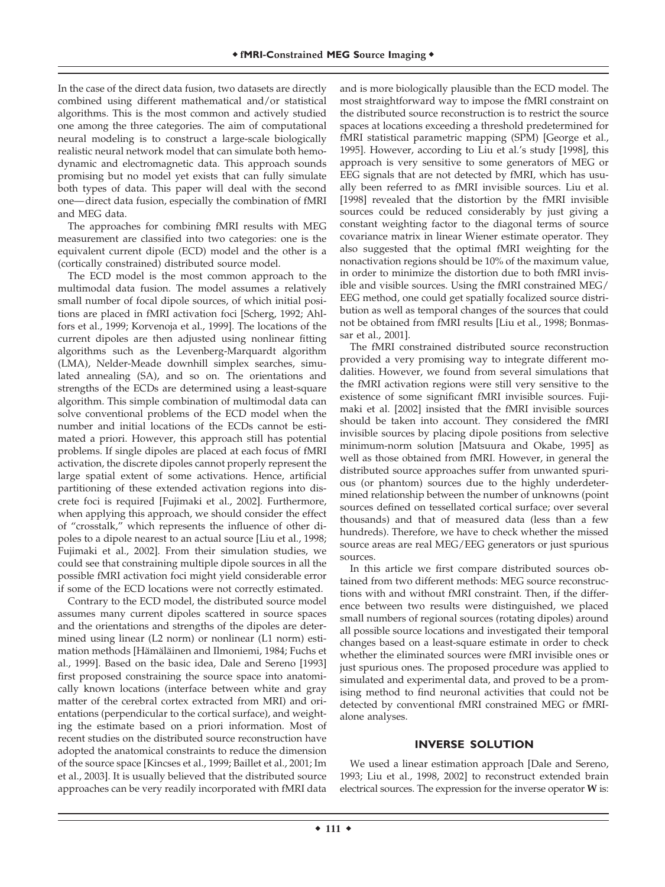In the case of the direct data fusion, two datasets are directly combined using different mathematical and/or statistical algorithms. This is the most common and actively studied one among the three categories. The aim of computational neural modeling is to construct a large-scale biologically realistic neural network model that can simulate both hemodynamic and electromagnetic data. This approach sounds promising but no model yet exists that can fully simulate both types of data. This paper will deal with the second one—direct data fusion, especially the combination of fMRI and MEG data.

The approaches for combining fMRI results with MEG measurement are classified into two categories: one is the equivalent current dipole (ECD) model and the other is a (cortically constrained) distributed source model.

The ECD model is the most common approach to the multimodal data fusion. The model assumes a relatively small number of focal dipole sources, of which initial positions are placed in fMRI activation foci [Scherg, 1992; Ahlfors et al., 1999; Korvenoja et al., 1999]. The locations of the current dipoles are then adjusted using nonlinear fitting algorithms such as the Levenberg-Marquardt algorithm (LMA), Nelder-Meade downhill simplex searches, simulated annealing (SA), and so on. The orientations and strengths of the ECDs are determined using a least-square algorithm. This simple combination of multimodal data can solve conventional problems of the ECD model when the number and initial locations of the ECDs cannot be estimated a priori. However, this approach still has potential problems. If single dipoles are placed at each focus of fMRI activation, the discrete dipoles cannot properly represent the large spatial extent of some activations. Hence, artificial partitioning of these extended activation regions into discrete foci is required [Fujimaki et al., 2002]. Furthermore, when applying this approach, we should consider the effect of "crosstalk," which represents the influence of other dipoles to a dipole nearest to an actual source [Liu et al., 1998; Fujimaki et al., 2002]. From their simulation studies, we could see that constraining multiple dipole sources in all the possible fMRI activation foci might yield considerable error if some of the ECD locations were not correctly estimated.

Contrary to the ECD model, the distributed source model assumes many current dipoles scattered in source spaces and the orientations and strengths of the dipoles are determined using linear (L2 norm) or nonlinear (L1 norm) estimation methods [Hämäläinen and Ilmoniemi, 1984; Fuchs et al., 1999]. Based on the basic idea, Dale and Sereno [1993] first proposed constraining the source space into anatomically known locations (interface between white and gray matter of the cerebral cortex extracted from MRI) and orientations (perpendicular to the cortical surface), and weighting the estimate based on a priori information. Most of recent studies on the distributed source reconstruction have adopted the anatomical constraints to reduce the dimension of the source space [Kincses et al., 1999; Baillet et al., 2001; Im et al., 2003]. It is usually believed that the distributed source approaches can be very readily incorporated with fMRI data and is more biologically plausible than the ECD model. The most straightforward way to impose the fMRI constraint on the distributed source reconstruction is to restrict the source spaces at locations exceeding a threshold predetermined for fMRI statistical parametric mapping (SPM) [George et al., 1995]. However, according to Liu et al.'s study [1998], this approach is very sensitive to some generators of MEG or EEG signals that are not detected by fMRI, which has usually been referred to as fMRI invisible sources. Liu et al. [1998] revealed that the distortion by the fMRI invisible sources could be reduced considerably by just giving a constant weighting factor to the diagonal terms of source covariance matrix in linear Wiener estimate operator. They also suggested that the optimal fMRI weighting for the nonactivation regions should be 10% of the maximum value, in order to minimize the distortion due to both fMRI invisible and visible sources. Using the fMRI constrained MEG/EEG method, one could get spatially focalized source distribution as well as temporal changes of the sources that could not be obtained from fMRI results [Liu et al., 1998; Bonmassar et al., 2001].

The fMRI constrained distributed source reconstruction provided a very promising way to integrate different modalities. However, we found from several simulations that the fMRI activation regions were still very sensitive to the existence of some significant fMRI invisible sources. Fujimaki et al. [2002] insisted that the fMRI invisible sources should be taken into account. They considered the fMRI invisible sources by placing dipole positions from selective minimum-norm solution [Matsuura and Okabe, 1995] as well as those obtained from fMRI. However, in general the distributed source approaches suffer from unwanted spurious (or phantom) sources due to the highly underdetermined relationship between the number of unknowns (point sources defined on tessellated cortical surface; over several thousands) and that of measured data (less than a few hundreds). Therefore, we have to check whether the missed source areas are real MEG/EEG generators or just spurious sources.

In this article we first compare distributed sources obtained from two different methods: MEG source reconstructions with and without fMRI constraint. Then, if the difference between two results were distinguished, we placed small numbers of regional sources (rotating dipoles) around all possible source locations and investigated their temporal changes based on a least-square estimate in order to check whether the eliminated sources were fMRI invisible ones or just spurious ones. The proposed procedure was applied to simulated and experimental data, and proved to be a promising method to find neuronal activities that could not be detected by conventional fMRI constrained MEG or fMRI-alone analyses.

## INVERSE SOLUTION

We used a linear estimation approach [Dale and Sereno, 1993; Liu et al., 1998, 2002] to reconstruct extended brain electrical sources. The expression for the inverse operator **W** is: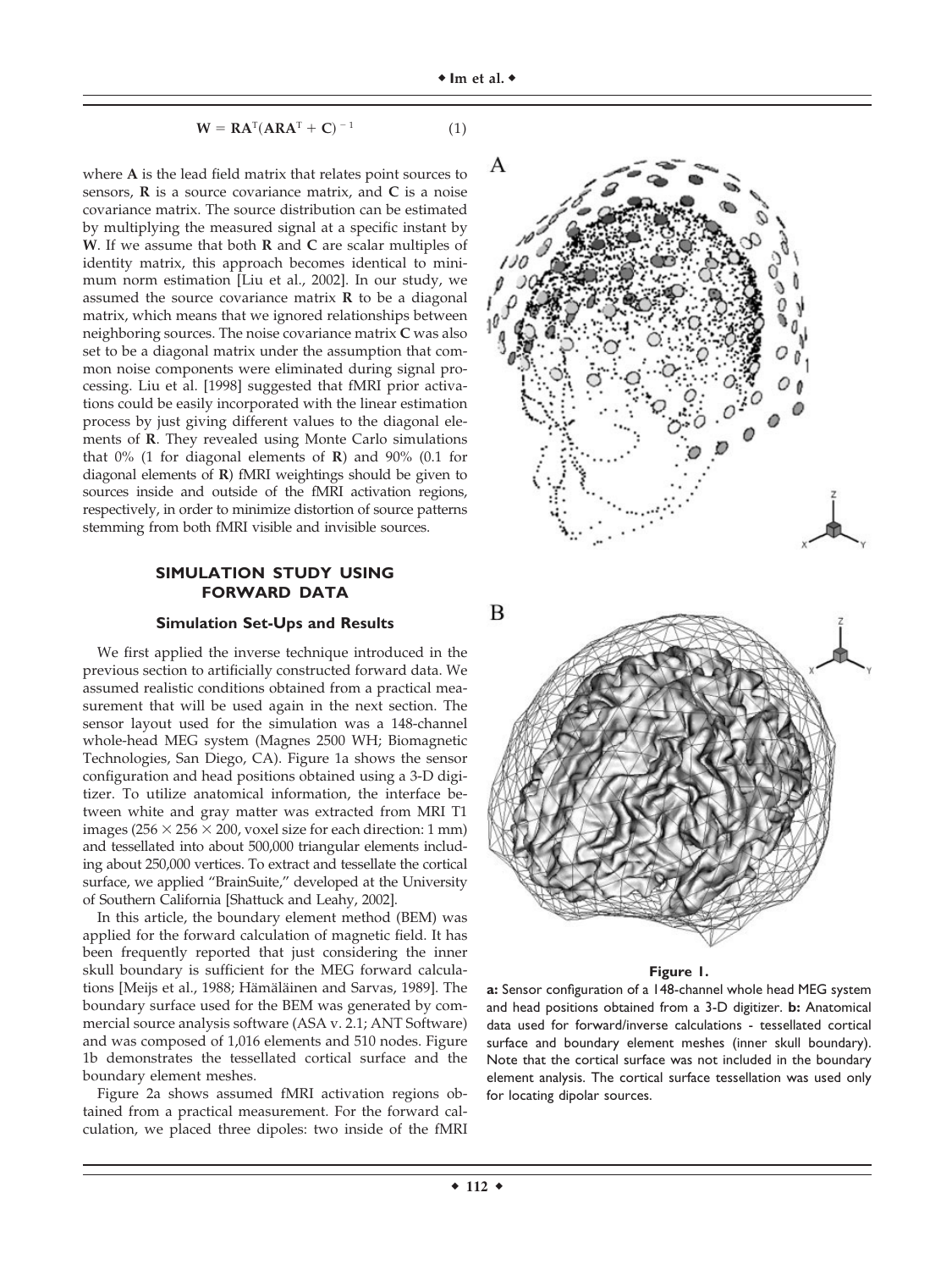$$\mathbf{W} = \mathbf{R}\mathbf{A}^{\mathrm{T}}(\mathbf{A}\mathbf{R}\mathbf{A}^{\mathrm{T}} + \mathbf{C})^{-1} \tag{1}$$

where **A** is the lead field matrix that relates point sources to sensors, **R** is a source covariance matrix, and **C** is a noise covariance matrix. The source distribution can be estimated by multiplying the measured signal at a specific instant by **W**. If we assume that both **R** and **C** are scalar multiples of identity matrix, this approach becomes identical to minimum norm estimation [Liu et al., 2002]. In our study, we assumed the source covariance matrix **R** to be a diagonal matrix, which means that we ignored relationships between neighboring sources. The noise covariance matrix **C** was also set to be a diagonal matrix under the assumption that common noise components were eliminated during signal processing. Liu et al. [1998] suggested that fMRI prior activations could be easily incorporated with the linear estimation process by just giving different values to the diagonal elements of **R**. They revealed using Monte Carlo simulations that 0% (1 for diagonal elements of **R**) and 90% (0.1 for diagonal elements of **R**) fMRI weightings should be given to sources inside and outside of the fMRI activation regions, respectively, in order to minimize distortion of source patterns stemming from both fMRI visible and invisible sources.

## SIMULATION STUDY USING FORWARD DATA

### Simulation Set-Ups and Results

We first applied the inverse technique introduced in the previous section to artificially constructed forward data. We assumed realistic conditions obtained from a practical measurement that will be used again in the next section. The sensor layout used for the simulation was a 148-channel whole-head MEG system (Magnes 2500 WH; Biomagnetic Technologies, San Diego, CA). Figure 1a shows the sensor configuration and head positions obtained using a 3-D digitizer. To utilize anatomical information, the interface between white and gray matter was extracted from MRI T1 images ($256 \times 256 \times 200$, voxel size for each direction: 1 mm) and tessellated into about 500,000 triangular elements including about 250,000 vertices. To extract and tessellate the cortical surface, we applied "BrainSuite," developed at the University of Southern California [Shattuck and Leahy, 2002].

In this article, the boundary element method (BEM) was applied for the forward calculation of magnetic field. It has been frequently reported that just considering the inner skull boundary is sufficient for the MEG forward calculations [Meijs et al., 1988; Hämäläinen and Sarvas, 1989]. The boundary surface used for the BEM was generated by commercial source analysis software (ASA v. 2.1; ANT Software) and was composed of 1,016 elements and 510 nodes. Figure 1b demonstrates the tessellated cortical surface and the boundary element meshes.

Figure 2a shows assumed fMRI activation regions obtained from a practical measurement. For the forward calculation, we placed three dipoles: two inside of the fMRI

**Figure 1.**

**a:** Sensor configuration of a 148-channel whole head MEG system and head positions obtained from a 3-D digitizer. **b:** Anatomical data used for forward/inverse calculations - tessellated cortical surface and boundary element meshes (inner skull boundary). Note that the cortical surface was not included in the boundary element analysis. The cortical surface tessellation was used only for locating dipolar sources.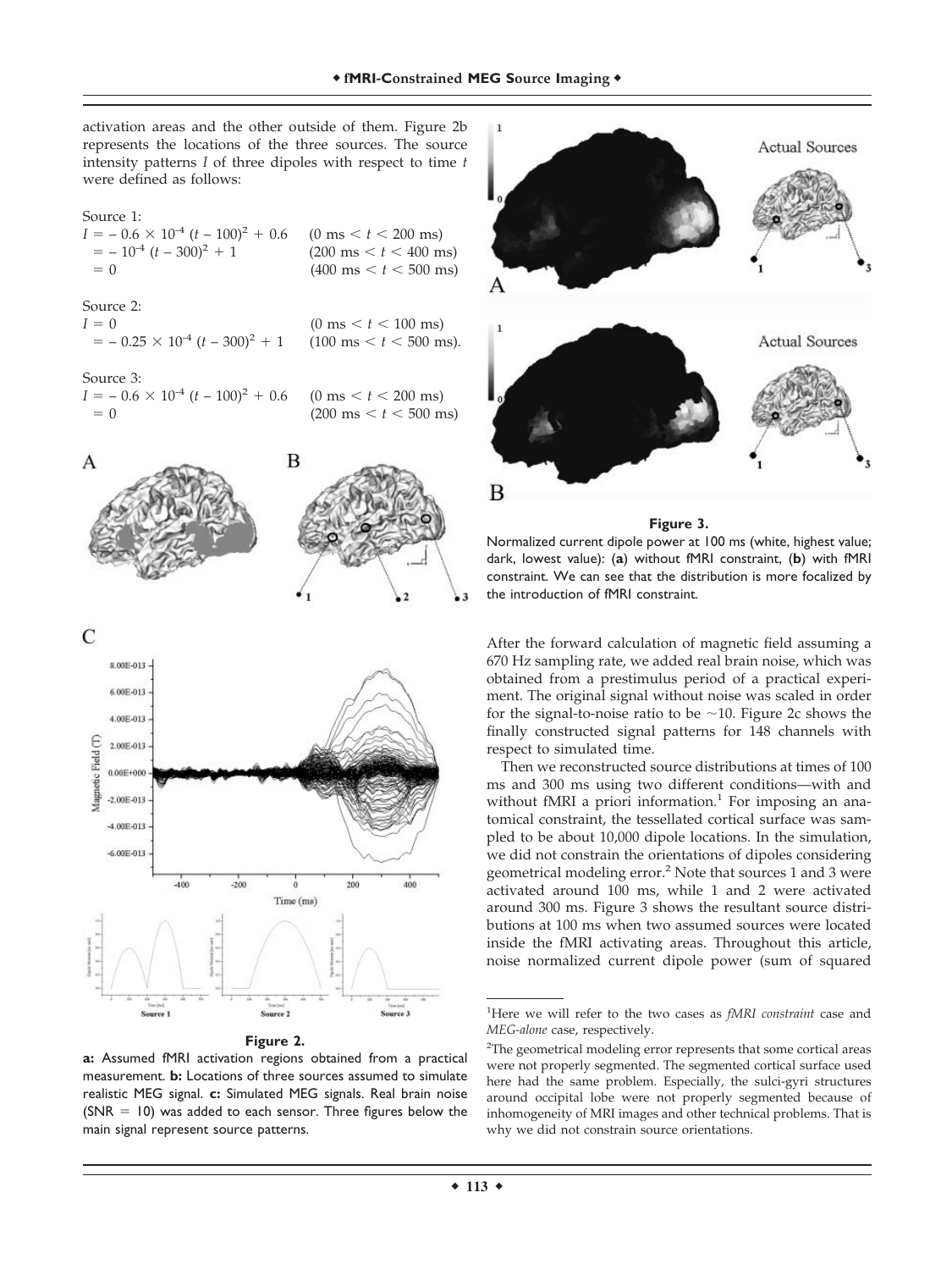activation areas and the other outside of them. Figure 2b represents the locations of the three sources. The source intensity patterns $I$ of three dipoles with respect to time $t$ were defined as follows:

Source 1:

$$
\begin{aligned}
I &= -0.6 \times 10^{-4}\,(t - 100)^2 + 0.6 && (0 \text{ ms} < t < 200 \text{ ms}) \\
&= -10^{-4}\,(t - 300)^2 + 1 && (200 \text{ ms} < t < 400 \text{ ms}) \\
&= 0 && (400 \text{ ms} < t < 500 \text{ ms})
\end{aligned}
$$

Source 2:

$$
\begin{aligned}
I &= 0 && (0 \text{ ms} < t < 100 \text{ ms}) \\
&= -0.25 \times 10^{-4}\,(t - 300)^2 + 1 && (100 \text{ ms} < t < 500 \text{ ms}).
\end{aligned}
$$

Source 3:

$$
\begin{aligned}
I &= -0.6 \times 10^{-4}\,(t - 100)^2 + 0.6 && (0 \text{ ms} < t < 200 \text{ ms}) \\
&= 0 && (200 \text{ ms} < t < 500 \text{ ms})
\end{aligned}
$$

**Figure 2.**

**a:** Assumed fMRI activation regions obtained from a practical measurement. **b:** Locations of three sources assumed to simulate realistic MEG signal. **c:** Simulated MEG signals. Real brain noise (SNR = 10) was added to each sensor. Three figures below the main signal represent source patterns.

**Figure 3.**

Normalized current dipole power at 100 ms (white, highest value; dark, lowest value): (**a**) without fMRI constraint, (**b**) with fMRI constraint. We can see that the distribution is more focalized by the introduction of fMRI constraint.

After the forward calculation of magnetic field assuming a 670 Hz sampling rate, we added real brain noise, which was obtained from a prestimulus period of a practical experiment. The original signal without noise was scaled in order for the signal-to-noise ratio to be ~10. Figure 2c shows the finally constructed signal patterns for 148 channels with respect to simulated time.

Then we reconstructed source distributions at times of 100 ms and 300 ms using two different conditions—with and without fMRI a priori information.[1] For imposing an anatomical constraint, the tessellated cortical surface was sampled to be about 10,000 dipole locations. In the simulation, we did not constrain the orientations of dipoles considering geometrical modeling error.[2] Note that sources 1 and 3 were activated around 100 ms, while 1 and 2 were activated around 300 ms. Figure 3 shows the resultant source distributions at 100 ms when two assumed sources were located inside the fMRI activating areas. Throughout this article, noise normalized current dipole power (sum of squared

[1] Here we will refer to the two cases as *fMRI constraint* case and *MEG-alone* case, respectively.

[2] The geometrical modeling error represents that some cortical areas were not properly segmented. The segmented cortical surface used here had the same problem. Especially, the sulci-gyri structures around occipital lobe were not properly segmented because of inhomogeneity of MRI images and other technical problems. That is why we did not constrain source orientations.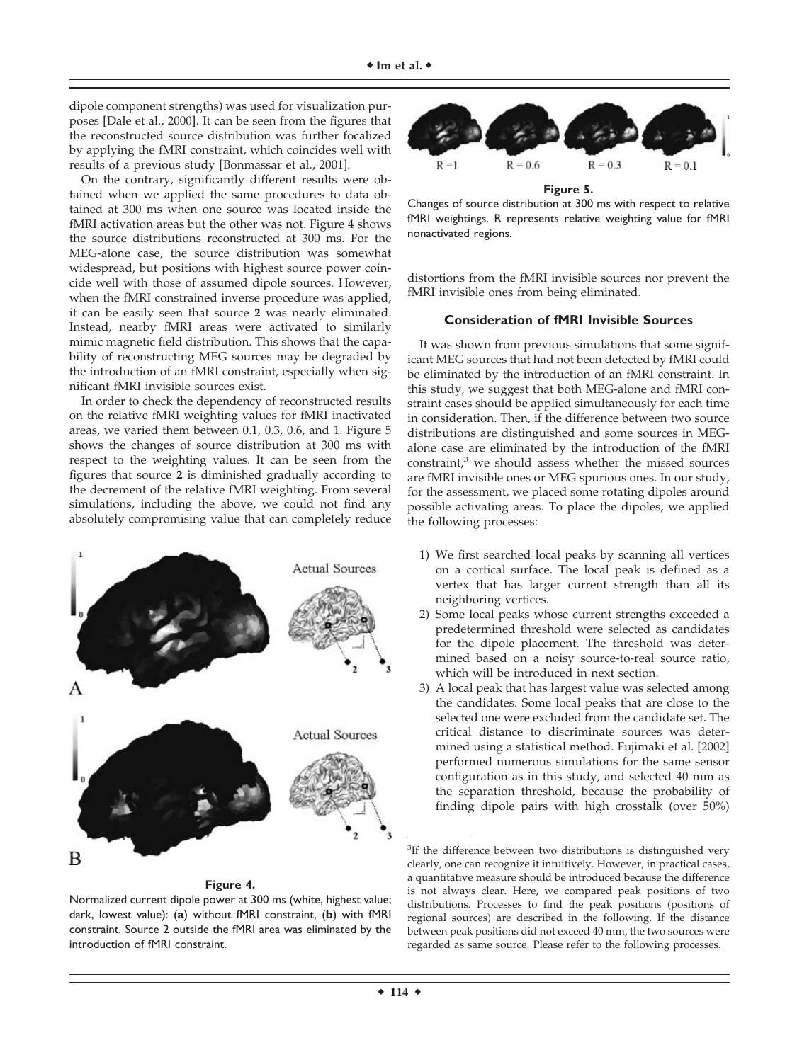dipole component strengths) was used for visualization purposes [Dale et al., 2000]. It can be seen from the figures that the reconstructed source distribution was further focalized by applying the fMRI constraint, which coincides well with results of a previous study [Bonmassar et al., 2001].

On the contrary, significantly different results were obtained when we applied the same procedures to data obtained at 300 ms when one source was located inside the fMRI activation areas but the other was not. Figure 4 shows the source distributions reconstructed at 300 ms. For the MEG-alone case, the source distribution was somewhat widespread, but positions with highest source power coincide well with those of assumed dipole sources. However, when the fMRI constrained inverse procedure was applied, it can be easily seen that source **2** was nearly eliminated. Instead, nearby fMRI areas were activated to similarly mimic magnetic field distribution. This shows that the capability of reconstructing MEG sources may be degraded by the introduction of an fMRI constraint, especially when significant fMRI invisible sources exist.

In order to check the dependency of reconstructed results on the relative fMRI weighting values for fMRI inactivated areas, we varied them between 0.1, 0.3, 0.6, and 1. Figure 5 shows the changes of source distribution at 300 ms with respect to the weighting values. It can be seen from the figures that source **2** is diminished gradually according to the decrement of the relative fMRI weighting. From several simulations, including the above, we could not find any absolutely compromising value that can completely reduce distortions from the fMRI invisible sources nor prevent the fMRI invisible ones from being eliminated.

**Figure 4.**

Normalized current dipole power at 300 ms (white, highest value; dark, lowest value): (**a**) without fMRI constraint, (**b**) with fMRI constraint. Source 2 outside the fMRI area was eliminated by the introduction of fMRI constraint.

**Figure 5.**

Changes of source distribution at 300 ms with respect to relative fMRI weightings. R represents relative weighting value for fMRI nonactivated regions.

### Consideration of fMRI Invisible Sources

It was shown from previous simulations that some significant MEG sources that had not been detected by fMRI could be eliminated by the introduction of an fMRI constraint. In this study, we suggest that both MEG-alone and fMRI constraint cases should be applied simultaneously for each time in consideration. Then, if the difference between two source distributions are distinguished and some sources in MEG-alone case are eliminated by the introduction of the fMRI constraint,[3] we should assess whether the missed sources are fMRI invisible ones or MEG spurious ones. In our study, for the assessment, we placed some rotating dipoles around possible activating areas. To place the dipoles, we applied the following processes:

1) We first searched local peaks by scanning all vertices on a cortical surface. The local peak is defined as a vertex that has larger current strength than all its neighboring vertices.
2) Some local peaks whose current strengths exceeded a predetermined threshold were selected as candidates for the dipole placement. The threshold was determined based on a noisy source-to-real source ratio, which will be introduced in next section.
3) A local peak that has largest value was selected among the candidates. Some local peaks that are close to the selected one were excluded from the candidate set. The critical distance to discriminate sources was determined using a statistical method. Fujimaki et al. [2002] performed numerous simulations for the same sensor configuration as in this study, and selected 40 mm as the separation threshold, because the probability of finding dipole pairs with high crosstalk (over 50%)

[3] If the difference between two distributions is distinguished very clearly, one can recognize it intuitively. However, in practical cases, a quantitative measure should be introduced because the difference is not always clear. Here, we compared peak positions of two distributions. Processes to find the peak positions (positions of regional sources) are described in the following. If the distance between peak positions did not exceed 40 mm, the two sources were regarded as same source. Please refer to the following processes.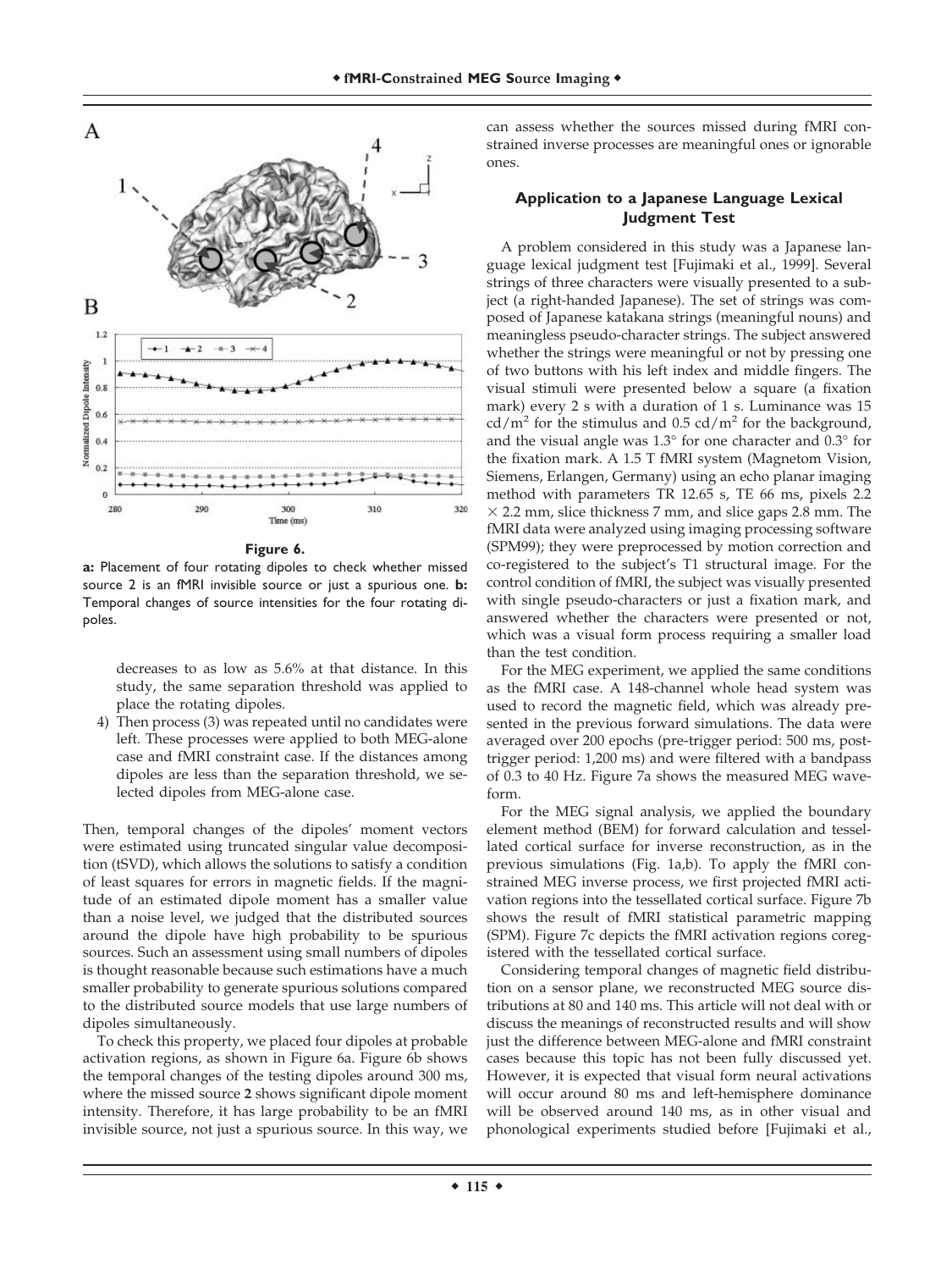**Figure 6.**

**a:** Placement of four rotating dipoles to check whether missed source 2 is an fMRI invisible source or just a spurious one. **b:** Temporal changes of source intensities for the four rotating dipoles.

decreases to as low as 5.6% at that distance. In this study, the same separation threshold was applied to place the rotating dipoles.

4) Then process (3) was repeated until no candidates were left. These processes were applied to both MEG-alone case and fMRI constraint case. If the distances among dipoles are less than the separation threshold, we selected dipoles from MEG-alone case.

Then, temporal changes of the dipoles' moment vectors were estimated using truncated singular value decomposition (tSVD), which allows the solutions to satisfy a condition of least squares for errors in magnetic fields. If the magnitude of an estimated dipole moment has a smaller value than a noise level, we judged that the distributed sources around the dipole have high probability to be spurious sources. Such an assessment using small numbers of dipoles is thought reasonable because such estimations have a much smaller probability to generate spurious solutions compared to the distributed source models that use large numbers of dipoles simultaneously.

To check this property, we placed four dipoles at probable activation regions, as shown in Figure 6a. Figure 6b shows the temporal changes of the testing dipoles around 300 ms, where the missed source **2** shows significant dipole moment intensity. Therefore, it has large probability to be an fMRI invisible source, not just a spurious source. In this way, we can assess whether the sources missed during fMRI constrained inverse processes are meaningful ones or ignorable ones.

### Application to a Japanese Language Lexical Judgment Test

A problem considered in this study was a Japanese language lexical judgment test [Fujimaki et al., 1999]. Several strings of three characters were visually presented to a subject (a right-handed Japanese). The set of strings was composed of Japanese katakana strings (meaningful nouns) and meaningless pseudo-character strings. The subject answered whether the strings were meaningful or not by pressing one of two buttons with his left index and middle fingers. The visual stimuli were presented below a square (a fixation mark) every 2 s with a duration of 1 s. Luminance was 15 $cd/m^2$ for the stimulus and 0.5 $cd/m^2$ for the background, and the visual angle was 1.3° for one character and 0.3° for the fixation mark. A 1.5 T fMRI system (Magnetom Vision, Siemens, Erlangen, Germany) using an echo planar imaging method with parameters TR 12.65 s, TE 66 ms, pixels 2.2 $\times$ 2.2 mm, slice thickness 7 mm, and slice gaps 2.8 mm. The fMRI data were analyzed using imaging processing software (SPM99); they were preprocessed by motion correction and co-registered to the subject's T1 structural image. For the control condition of fMRI, the subject was visually presented with single pseudo-characters or just a fixation mark, and answered whether the characters were presented or not, which was a visual form process requiring a smaller load than the test condition.

For the MEG experiment, we applied the same conditions as the fMRI case. A 148-channel whole head system was used to record the magnetic field, which was already presented in the previous forward simulations. The data were averaged over 200 epochs (pre-trigger period: 500 ms, post-trigger period: 1,200 ms) and were filtered with a bandpass of 0.3 to 40 Hz. Figure 7a shows the measured MEG waveform.

For the MEG signal analysis, we applied the boundary element method (BEM) for forward calculation and tessellated cortical surface for inverse reconstruction, as in the previous simulations (Fig. 1a,b). To apply the fMRI constrained MEG inverse process, we first projected fMRI activation regions into the tessellated cortical surface. Figure 7b shows the result of fMRI statistical parametric mapping (SPM). Figure 7c depicts the fMRI activation regions coregistered with the tessellated cortical surface.

Considering temporal changes of magnetic field distribution on a sensor plane, we reconstructed MEG source distributions at 80 and 140 ms. This article will not deal with or discuss the meanings of reconstructed results and will show just the difference between MEG-alone and fMRI constraint cases because this topic has not been fully discussed yet. However, it is expected that visual form neural activations will occur around 80 ms and left-hemisphere dominance will be observed around 140 ms, as in other visual and phonological experiments studied before [Fujimaki et al.,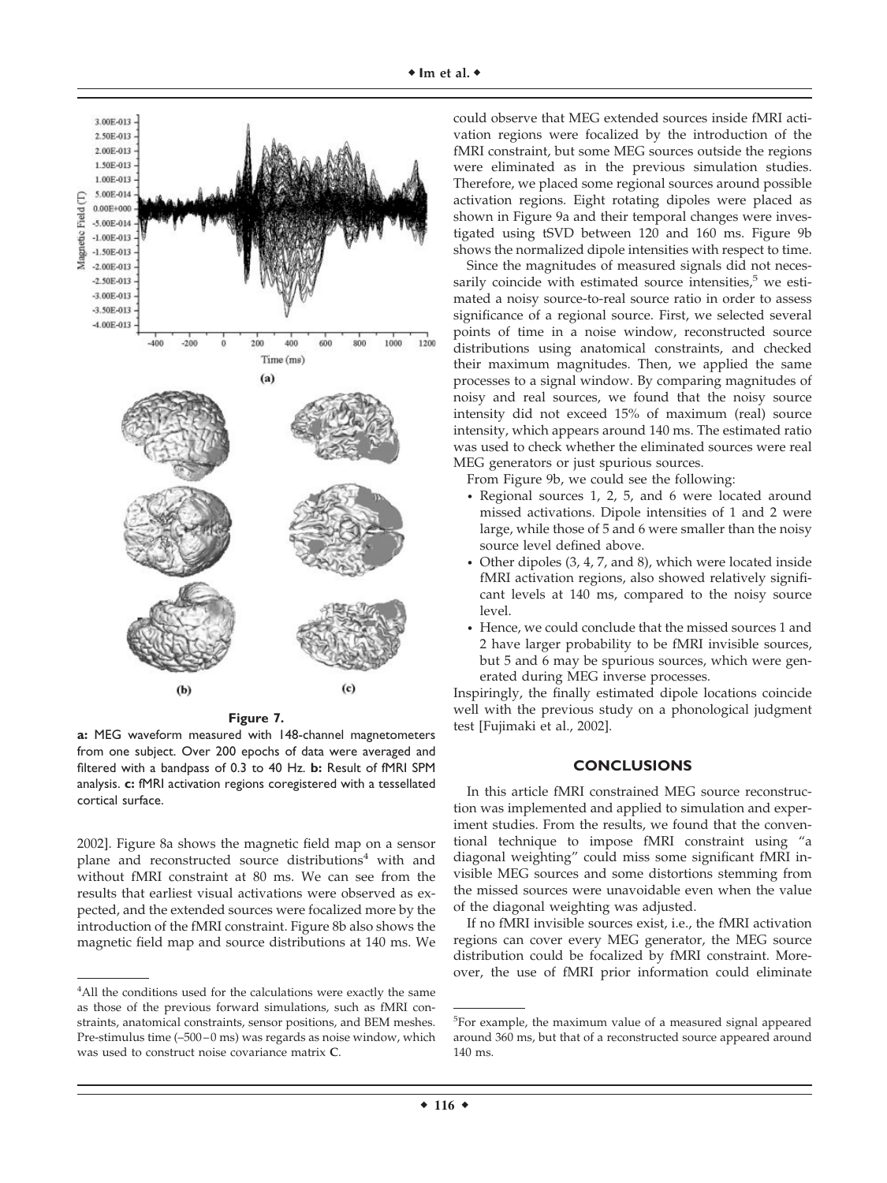**Figure 7.**

**a:** MEG waveform measured with 148-channel magnetometers from one subject. Over 200 epochs of data were averaged and filtered with a bandpass of 0.3 to 40 Hz. **b:** Result of fMRI SPM analysis. **c:** fMRI activation regions coregistered with a tessellated cortical surface.

2002]. Figure 8a shows the magnetic field map on a sensor plane and reconstructed source distributions[4] with and without fMRI constraint at 80 ms. We can see from the results that earliest visual activations were observed as expected, and the extended sources were focalized more by the introduction of the fMRI constraint. Figure 8b also shows the magnetic field map and source distributions at 140 ms. We could observe that MEG extended sources inside fMRI activation regions were focalized by the introduction of the fMRI constraint, but some MEG sources outside the regions were eliminated as in the previous simulation studies. Therefore, we placed some regional sources around possible activation regions. Eight rotating dipoles were placed as shown in Figure 9a and their temporal changes were investigated using tSVD between 120 and 160 ms. Figure 9b shows the normalized dipole intensities with respect to time.

Since the magnitudes of measured signals did not necessarily coincide with estimated source intensities,[5] we estimated a noisy source-to-real source ratio in order to assess significance of a regional source. First, we selected several points of time in a noise window, reconstructed source distributions using anatomical constraints, and checked their maximum magnitudes. Then, we applied the same processes to a signal window. By comparing magnitudes of noisy and real sources, we found that the noisy source intensity did not exceed 15% of maximum (real) source intensity, which appears around 140 ms. The estimated ratio was used to check whether the eliminated sources were real MEG generators or just spurious sources.

From Figure 9b, we could see the following:

- Regional sources 1, 2, 5, and 6 were located around missed activations. Dipole intensities of 1 and 2 were large, while those of 5 and 6 were smaller than the noisy source level defined above.
- Other dipoles (3, 4, 7, and 8), which were located inside fMRI activation regions, also showed relatively significant levels at 140 ms, compared to the noisy source level.
- Hence, we could conclude that the missed sources 1 and 2 have larger probability to be fMRI invisible sources, but 5 and 6 may be spurious sources, which were generated during MEG inverse processes.

Inspiringly, the finally estimated dipole locations coincide well with the previous study on a phonological judgment test [Fujimaki et al., 2002].

## CONCLUSIONS

In this article fMRI constrained MEG source reconstruction was implemented and applied to simulation and experiment studies. From the results, we found that the conventional technique to impose fMRI constraint using "a diagonal weighting" could miss some significant fMRI invisible MEG sources and some distortions stemming from the missed sources were unavoidable even when the value of the diagonal weighting was adjusted.

If no fMRI invisible sources exist, i.e., the fMRI activation regions can cover every MEG generator, the MEG source distribution could be focalized by fMRI constraint. Moreover, the use of fMRI prior information could eliminate

[4] All the conditions used for the calculations were exactly the same as those of the previous forward simulations, such as fMRI constraints, anatomical constraints, sensor positions, and BEM meshes. Pre-stimulus time (–500–0 ms) was regards as noise window, which was used to construct noise covariance matrix **C**.

[5] For example, the maximum value of a measured signal appeared around 360 ms, but that of a reconstructed source appeared around 140 ms.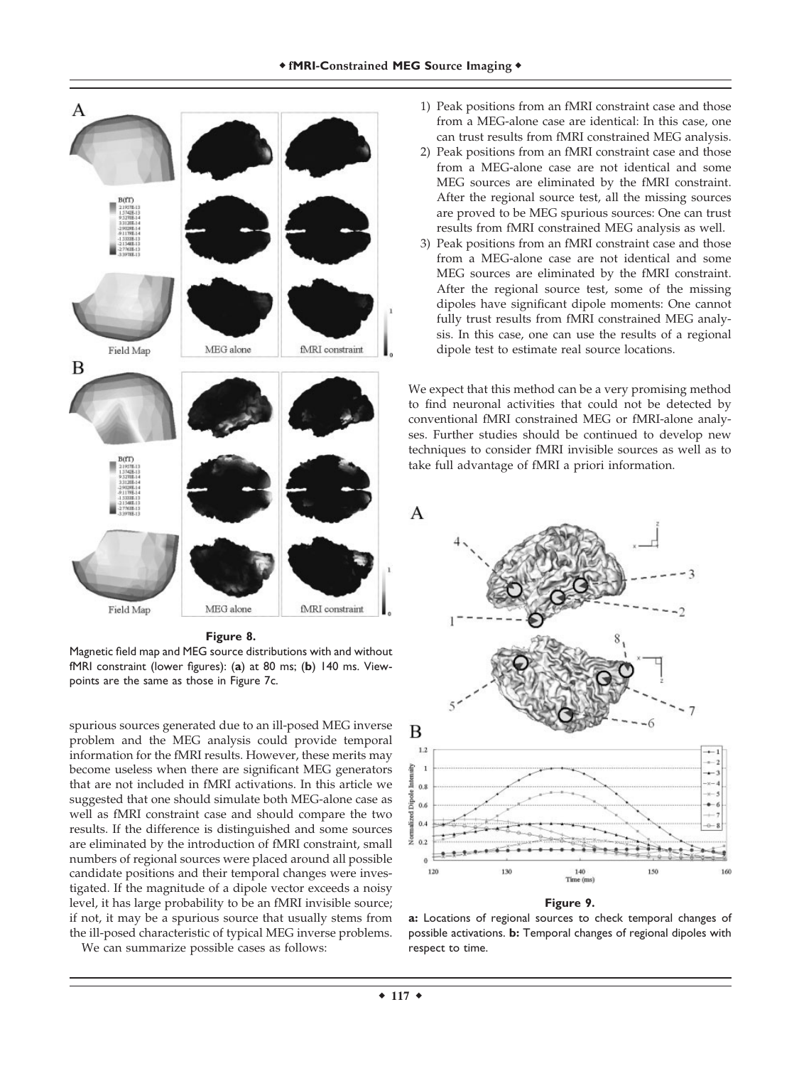A

B(fT)
2.1957E-13
1.5742E-13
9.5278E-14
3.3128E-14
-2.9029E-14
-9.1179E-14
-1.5333E-13
-2.1548E-13
-2.7763E-13
-3.3978E-13

Field Map MEG alone fMRI constraint

1

0

B

B(fT)
2.1957E-13
1.5742E-13
9.5278E-14
3.3128E-14
-2.9029E-14
-9.1179E-14
-1.5333E-13
-2.1548E-13
-2.7763E-13
-3.3978E-13

Field Map MEG alone fMRI constraint

1

0

**Figure 8.**

Magnetic field map and MEG source distributions with and without fMRI constraint (lower figures): (**a**) at 80 ms; (**b**) 140 ms. Viewpoints are the same as those in Figure 7c.

spurious sources generated due to an ill-posed MEG inverse problem and the MEG analysis could provide temporal information for the fMRI results. However, these merits may become useless when there are significant MEG generators that are not included in fMRI activations. In this article we suggested that one should simulate both MEG-alone case as well as fMRI constraint case and should compare the two results. If the difference is distinguished and some sources are eliminated by the introduction of fMRI constraint, small numbers of regional sources were placed around all possible candidate positions and their temporal changes were investigated. If the magnitude of a dipole vector exceeds a noisy level, it has large probability to be an fMRI invisible source; if not, it may be a spurious source that usually stems from the ill-posed characteristic of typical MEG inverse problems.

We can summarize possible cases as follows:

1) Peak positions from an fMRI constraint case and those from a MEG-alone case are identical: In this case, one can trust results from fMRI constrained MEG analysis.
2) Peak positions from an fMRI constraint case and those from a MEG-alone case are not identical and some MEG sources are eliminated by the fMRI constraint. After the regional source test, all the missing sources are proved to be MEG spurious sources: One can trust results from fMRI constrained MEG analysis as well.
3) Peak positions from an fMRI constraint case and those from a MEG-alone case are not identical and some MEG sources are eliminated by the fMRI constraint. After the regional source test, some of the missing dipoles have significant dipole moments: One cannot fully trust results from fMRI constrained MEG analysis. In this case, one can use the results of a regional dipole test to estimate real source locations.

We expect that this method can be a very promising method to find neuronal activities that could not be detected by conventional fMRI constrained MEG or fMRI-alone analyses. Further studies should be continued to develop new techniques to consider fMRI invisible sources as well as to take full advantage of fMRI a priori information.

A

1 2 3 4 5 6 7 8

z x

B

1.2
1
0.8
0.6
0.4
0.2
0

Normalized Dipole Intensity

120 130 140 150 160
Time (ms)

1 2 3 4 5 6 7 8

**Figure 9.**

**a:** Locations of regional sources to check temporal changes of possible activations. **b:** Temporal changes of regional dipoles with respect to time.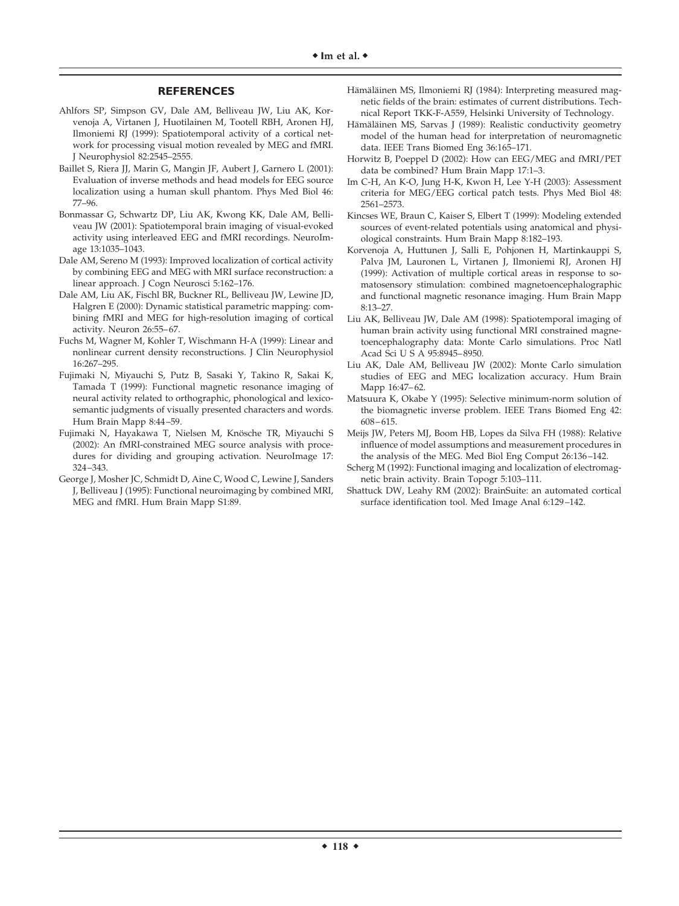## REFERENCES

Ahlfors SP, Simpson GV, Dale AM, Belliveau JW, Liu AK, Korvenoja A, Virtanen J, Huotilainen M, Tootell RBH, Aronen HJ, Ilmoniemi RJ (1999): Spatiotemporal activity of a cortical network for processing visual motion revealed by MEG and fMRI. J Neurophysiol 82:2545–2555.

Baillet S, Riera JJ, Marin G, Mangin JF, Aubert J, Garnero L (2001): Evaluation of inverse methods and head models for EEG source localization using a human skull phantom. Phys Med Biol 46: 77–96.

Bonmassar G, Schwartz DP, Liu AK, Kwong KK, Dale AM, Belliveau JW (2001): Spatiotemporal brain imaging of visual-evoked activity using interleaved EEG and fMRI recordings. NeuroImage 13:1035–1043.

Dale AM, Sereno M (1993): Improved localization of cortical activity by combining EEG and MEG with MRI surface reconstruction: a linear approach. J Cogn Neurosci 5:162–176.

Dale AM, Liu AK, Fischl BR, Buckner RL, Belliveau JW, Lewine JD, Halgren E (2000): Dynamic statistical parametric mapping: combining fMRI and MEG for high-resolution imaging of cortical activity. Neuron 26:55–67.

Fuchs M, Wagner M, Kohler T, Wischmann H-A (1999): Linear and nonlinear current density reconstructions. J Clin Neurophysiol 16:267–295.

Fujimaki N, Miyauchi S, Putz B, Sasaki Y, Takino R, Sakai K, Tamada T (1999): Functional magnetic resonance imaging of neural activity related to orthographic, phonological and lexicosemantic judgments of visually presented characters and words. Hum Brain Mapp 8:44–59.

Fujimaki N, Hayakawa T, Nielsen M, Knösche TR, Miyauchi S (2002): An fMRI-constrained MEG source analysis with procedures for dividing and grouping activation. NeuroImage 17: 324–343.

George J, Mosher JC, Schmidt D, Aine C, Wood C, Lewine J, Sanders J, Belliveau J (1995): Functional neuroimaging by combined MRI, MEG and fMRI. Hum Brain Mapp S1:89.

Hämäläinen MS, Ilmoniemi RJ (1984): Interpreting measured magnetic fields of the brain: estimates of current distributions. Technical Report TKK-F-A559, Helsinki University of Technology.

Hämäläinen MS, Sarvas J (1989): Realistic conductivity geometry model of the human head for interpretation of neuromagnetic data. IEEE Trans Biomed Eng 36:165–171.

Horwitz B, Poeppel D (2002): How can EEG/MEG and fMRI/PET data be combined? Hum Brain Mapp 17:1–3.

Im C-H, An K-O, Jung H-K, Kwon H, Lee Y-H (2003): Assessment criteria for MEG/EEG cortical patch tests. Phys Med Biol 48: 2561–2573.

Kincses WE, Braun C, Kaiser S, Elbert T (1999): Modeling extended sources of event-related potentials using anatomical and physiological constraints. Hum Brain Mapp 8:182–193.

Korvenoja A, Huttunen J, Salli E, Pohjonen H, Martinkauppi S, Palva JM, Lauronen L, Virtanen J, Ilmoniemi RJ, Aronen HJ (1999): Activation of multiple cortical areas in response to somatosensory stimulation: combined magnetoencephalographic and functional magnetic resonance imaging. Hum Brain Mapp 8:13–27.

Liu AK, Belliveau JW, Dale AM (1998): Spatiotemporal imaging of human brain activity using functional MRI constrained magnetoencephalography data: Monte Carlo simulations. Proc Natl Acad Sci U S A 95:8945–8950.

Liu AK, Dale AM, Belliveau JW (2002): Monte Carlo simulation studies of EEG and MEG localization accuracy. Hum Brain Mapp 16:47–62.

Matsuura K, Okabe Y (1995): Selective minimum-norm solution of the biomagnetic inverse problem. IEEE Trans Biomed Eng 42: 608–615.

Meijs JW, Peters MJ, Boom HB, Lopes da Silva FH (1988): Relative influence of model assumptions and measurement procedures in the analysis of the MEG. Med Biol Eng Comput 26:136–142.

Scherg M (1992): Functional imaging and localization of electromagnetic brain activity. Brain Topogr 5:103–111.

Shattuck DW, Leahy RM (2002): BrainSuite: an automated cortical surface identification tool. Med Image Anal 6:129–142.